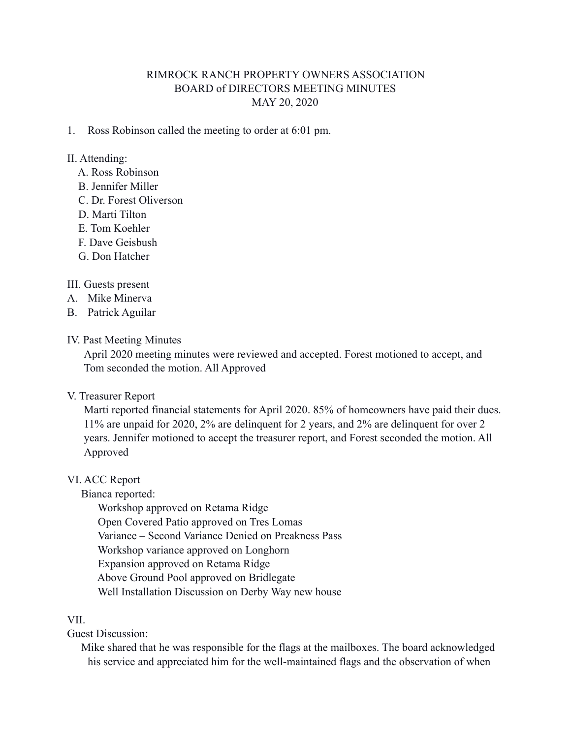RIMROCK RANCH PROPERTY OWNERS ASSOCIATION
BOARD of DIRECTORS MEETING MINUTES
MAY 20, 2020

1. Ross Robinson called the meeting to order at 6:01 pm.

II. Attending:

A. Ross Robinson
B. Jennifer Miller
C. Dr. Forest Oliverson
D. Marti Tilton
E. Tom Koehler
F. Dave Geisbush
G. Don Hatcher

III. Guests present

A. Mike Minerva
B. Patrick Aguilar

IV. Past Meeting Minutes

April 2020 meeting minutes were reviewed and accepted. Forest motioned to accept, and Tom seconded the motion. All Approved

V. Treasurer Report

Marti reported financial statements for April 2020. 85% of homeowners have paid their dues. 11% are unpaid for 2020, 2% are delinquent for 2 years, and 2% are delinquent for over 2 years. Jennifer motioned to accept the treasurer report, and Forest seconded the motion. All Approved

VI. ACC Report

Bianca reported:

Workshop approved on Retama Ridge
Open Covered Patio approved on Tres Lomas
Variance – Second Variance Denied on Preakness Pass
Workshop variance approved on Longhorn
Expansion approved on Retama Ridge
Above Ground Pool approved on Bridlegate
Well Installation Discussion on Derby Way new house

VII.

Guest Discussion:

Mike shared that he was responsible for the flags at the mailboxes. The board acknowledged his service and appreciated him for the well-maintained flags and the observation of when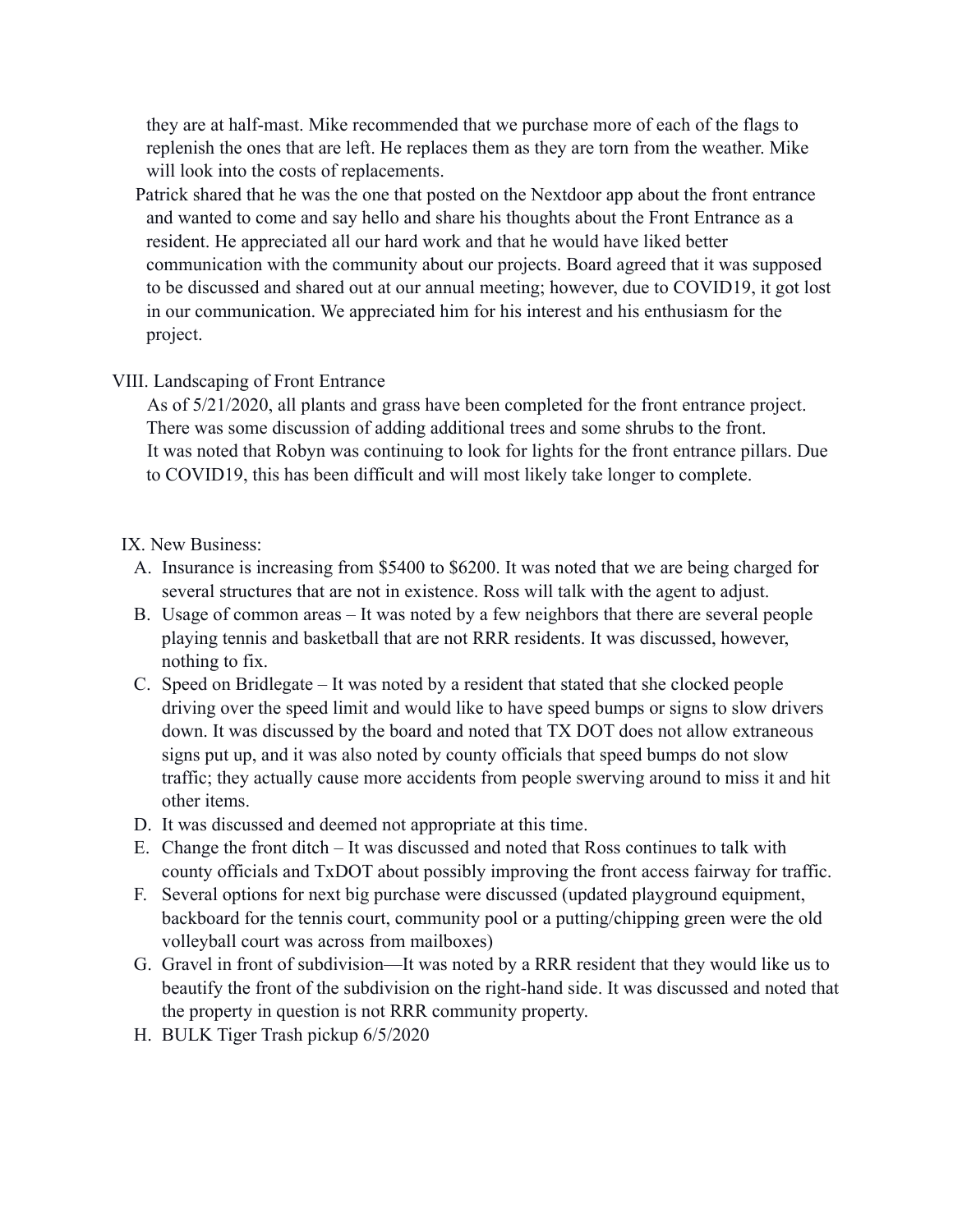they are at half-mast. Mike recommended that we purchase more of each of the flags to replenish the ones that are left. He replaces them as they are torn from the weather. Mike will look into the costs of replacements.

Patrick shared that he was the one that posted on the Nextdoor app about the front entrance and wanted to come and say hello and share his thoughts about the Front Entrance as a resident. He appreciated all our hard work and that he would have liked better communication with the community about our projects. Board agreed that it was supposed to be discussed and shared out at our annual meeting; however, due to COVID19, it got lost in our communication. We appreciated him for his interest and his enthusiasm for the project.

VIII. Landscaping of Front Entrance

As of 5/21/2020, all plants and grass have been completed for the front entrance project. There was some discussion of adding additional trees and some shrubs to the front. It was noted that Robyn was continuing to look for lights for the front entrance pillars. Due to COVID19, this has been difficult and will most likely take longer to complete.

IX. New Business:

A. Insurance is increasing from $5400 to $6200. It was noted that we are being charged for several structures that are not in existence. Ross will talk with the agent to adjust.
B. Usage of common areas – It was noted by a few neighbors that there are several people playing tennis and basketball that are not RRR residents. It was discussed, however, nothing to fix.
C. Speed on Bridlegate – It was noted by a resident that stated that she clocked people driving over the speed limit and would like to have speed bumps or signs to slow drivers down. It was discussed by the board and noted that TX DOT does not allow extraneous signs put up, and it was also noted by county officials that speed bumps do not slow traffic; they actually cause more accidents from people swerving around to miss it and hit other items.
D. It was discussed and deemed not appropriate at this time.
E. Change the front ditch – It was discussed and noted that Ross continues to talk with county officials and TxDOT about possibly improving the front access fairway for traffic.
F. Several options for next big purchase were discussed (updated playground equipment, backboard for the tennis court, community pool or a putting/chipping green were the old volleyball court was across from mailboxes)
G. Gravel in front of subdivision—It was noted by a RRR resident that they would like us to beautify the front of the subdivision on the right-hand side. It was discussed and noted that the property in question is not RRR community property.
H. BULK Tiger Trash pickup 6/5/2020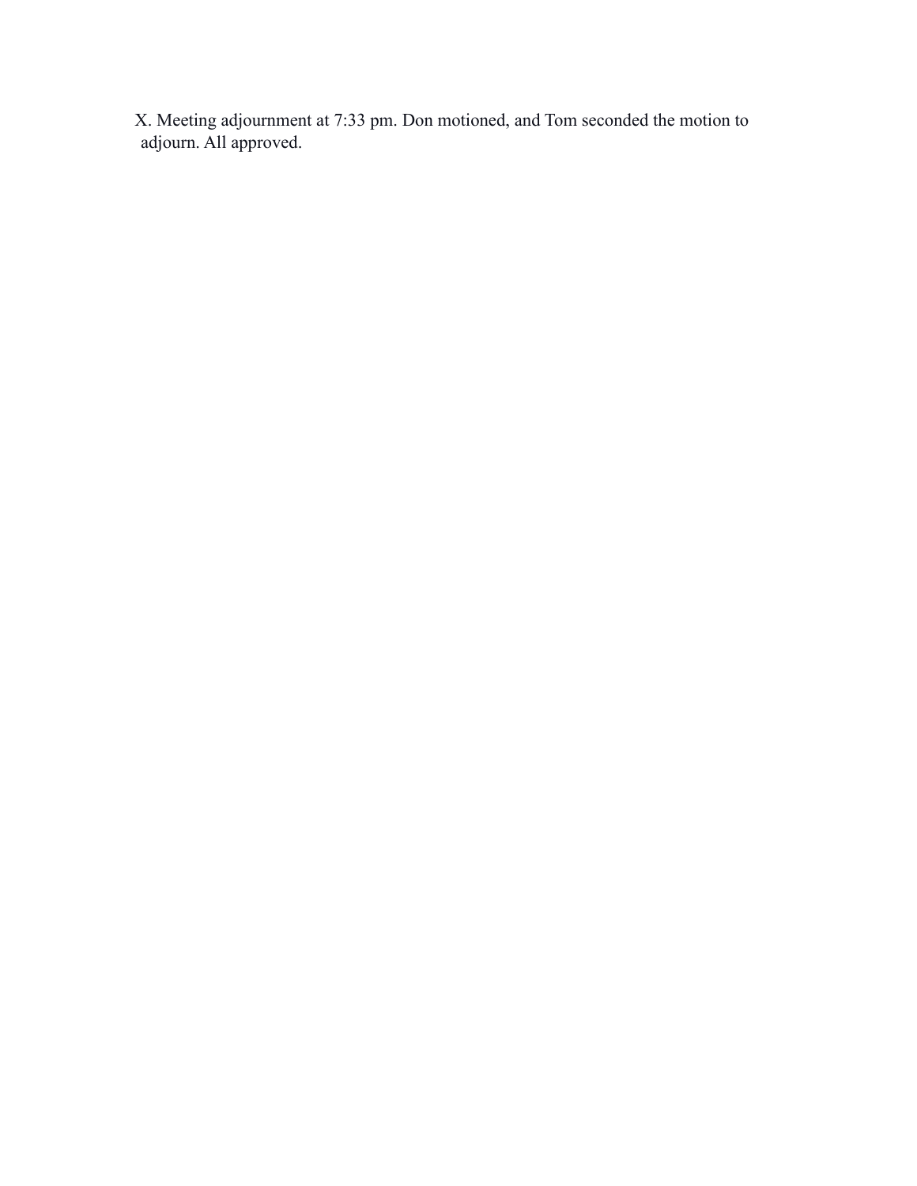X. Meeting adjournment at 7:33 pm. Don motioned, and Tom seconded the motion to adjourn. All approved.